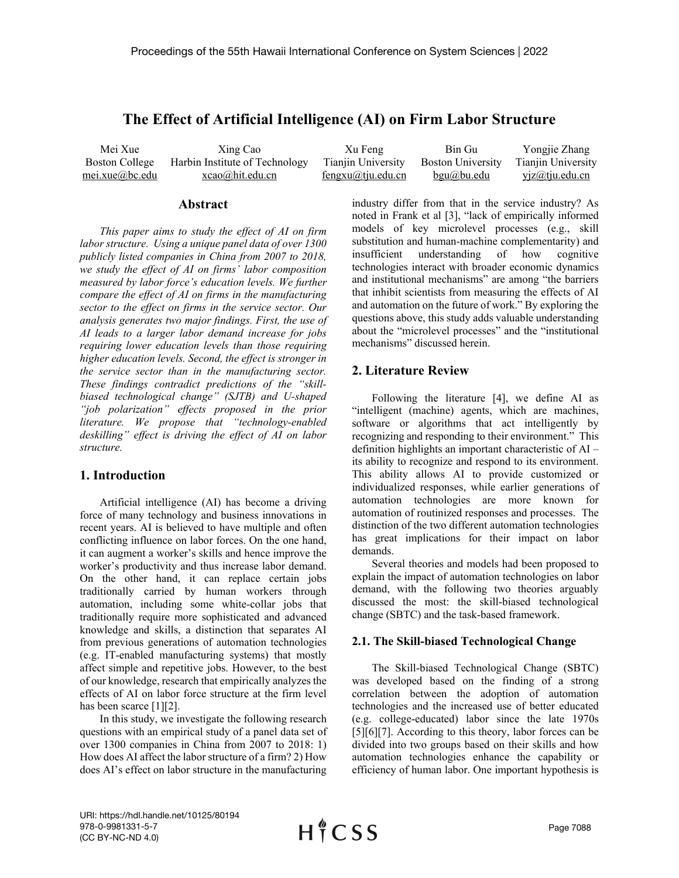# The Effect of Artificial Intelligence (AI) on Firm Labor Structure

| Mei Xue | Xing Cao | Xu Feng | Bin Gu | Yongjie Zhang |
|---|---|---|---|---|
| Boston College | Harbin Institute of Technology | Tianjin University | Boston University | Tianjin University |
| mei.xue@bc.edu | xcao@hit.edu.cn | fengxu@tju.edu.cn | bgu@bu.edu | yjz@tju.edu.cn |

## Abstract

*This paper aims to study the effect of AI on firm labor structure. Using a unique panel data of over 1300 publicly listed companies in China from 2007 to 2018, we study the effect of AI on firms' labor composition measured by labor force's education levels. We further compare the effect of AI on firms in the manufacturing sector to the effect on firms in the service sector. Our analysis generates two major findings. First, the use of AI leads to a larger labor demand increase for jobs requiring lower education levels than those requiring higher education levels. Second, the effect is stronger in the service sector than in the manufacturing sector. These findings contradict predictions of the "skill-biased technological change" (SJTB) and U-shaped "job polarization" effects proposed in the prior literature. We propose that "technology-enabled deskilling" effect is driving the effect of AI on labor structure.*

## 1. Introduction

Artificial intelligence (AI) has become a driving force of many technology and business innovations in recent years. AI is believed to have multiple and often conflicting influence on labor forces. On the one hand, it can augment a worker's skills and hence improve the worker's productivity and thus increase labor demand. On the other hand, it can replace certain jobs traditionally carried by human workers through automation, including some white-collar jobs that traditionally require more sophisticated and advanced knowledge and skills, a distinction that separates AI from previous generations of automation technologies (e.g. IT-enabled manufacturing systems) that mostly affect simple and repetitive jobs. However, to the best of our knowledge, research that empirically analyzes the effects of AI on labor force structure at the firm level has been scarce [1][2].

In this study, we investigate the following research questions with an empirical study of a panel data set of over 1300 companies in China from 2007 to 2018: 1) How does AI affect the labor structure of a firm? 2) How does AI's effect on labor structure in the manufacturing industry differ from that in the service industry? As noted in Frank et al [3], "lack of empirically informed models of key microlevel processes (e.g., skill substitution and human-machine complementarity) and insufficient understanding of how cognitive technologies interact with broader economic dynamics and institutional mechanisms" are among "the barriers that inhibit scientists from measuring the effects of AI and automation on the future of work." By exploring the questions above, this study adds valuable understanding about the "microlevel processes" and the "institutional mechanisms" discussed herein.

## 2. Literature Review

Following the literature [4], we define AI as "intelligent (machine) agents, which are machines, software or algorithms that act intelligently by recognizing and responding to their environment." This definition highlights an important characteristic of AI – its ability to recognize and respond to its environment. This ability allows AI to provide customized or individualized responses, while earlier generations of automation technologies are more known for automation of routinized responses and processes. The distinction of the two different automation technologies has great implications for their impact on labor demands.

Several theories and models had been proposed to explain the impact of automation technologies on labor demand, with the following two theories arguably discussed the most: the skill-biased technological change (SBTC) and the task-based framework.

### 2.1. The Skill-biased Technological Change

The Skill-biased Technological Change (SBTC) was developed based on the finding of a strong correlation between the adoption of automation technologies and the increased use of better educated (e.g. college-educated) labor since the late 1970s [5][6][7]. According to this theory, labor forces can be divided into two groups based on their skills and how automation technologies enhance the capability or efficiency of human labor. One important hypothesis is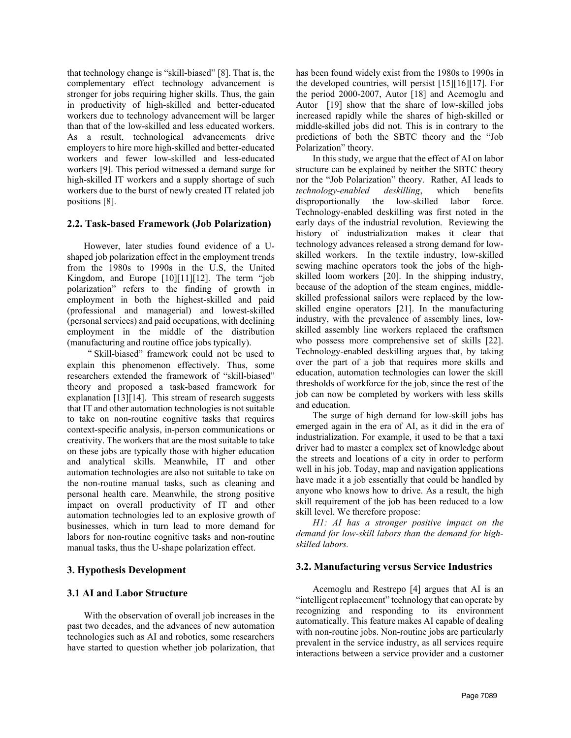that technology change is "skill-biased" [8]. That is, the complementary effect technology advancement is stronger for jobs requiring higher skills. Thus, the gain in productivity of high-skilled and better-educated workers due to technology advancement will be larger than that of the low-skilled and less educated workers. As a result, technological advancements drive employers to hire more high-skilled and better-educated workers and fewer low-skilled and less-educated workers [9]. This period witnessed a demand surge for high-skilled IT workers and a supply shortage of such workers due to the burst of newly created IT related job positions [8].

### 2.2. Task-based Framework (Job Polarization)

However, later studies found evidence of a U-shaped job polarization effect in the employment trends from the 1980s to 1990s in the U.S, the United Kingdom, and Europe [10][11][12]. The term "job polarization" refers to the finding of growth in employment in both the highest-skilled and paid (professional and managerial) and lowest-skilled (personal services) and paid occupations, with declining employment in the middle of the distribution (manufacturing and routine office jobs typically).

"Skill-biased" framework could not be used to explain this phenomenon effectively. Thus, some researchers extended the framework of "skill-biased" theory and proposed a task-based framework for explanation [13][14]. This stream of research suggests that IT and other automation technologies is not suitable to take on non-routine cognitive tasks that requires context-specific analysis, in-person communications or creativity. The workers that are the most suitable to take on these jobs are typically those with higher education and analytical skills. Meanwhile, IT and other automation technologies are also not suitable to take on the non-routine manual tasks, such as cleaning and personal health care. Meanwhile, the strong positive impact on overall productivity of IT and other automation technologies led to an explosive growth of businesses, which in turn lead to more demand for labors for non-routine cognitive tasks and non-routine manual tasks, thus the U-shape polarization effect.

## 3. Hypothesis Development

### 3.1 AI and Labor Structure

With the observation of overall job increases in the past two decades, and the advances of new automation technologies such as AI and robotics, some researchers have started to question whether job polarization, that has been found widely exist from the 1980s to 1990s in the developed countries, will persist [15][16][17]. For the period 2000-2007, Autor [18] and Acemoglu and Autor [19] show that the share of low-skilled jobs increased rapidly while the shares of high-skilled or middle-skilled jobs did not. This is in contrary to the predictions of both the SBTC theory and the "Job Polarization" theory.

In this study, we argue that the effect of AI on labor structure can be explained by neither the SBTC theory nor the "Job Polarization" theory. Rather, AI leads to *technology-enabled deskilling*, which benefits disproportionally the low-skilled labor force. Technology-enabled deskilling was first noted in the early days of the industrial revolution. Reviewing the history of industrialization makes it clear that technology advances released a strong demand for low-skilled workers. In the textile industry, low-skilled sewing machine operators took the jobs of the high-skilled loom workers [20]. In the shipping industry, because of the adoption of the steam engines, middle-skilled professional sailors were replaced by the low-skilled engine operators [21]. In the manufacturing industry, with the prevalence of assembly lines, low-skilled assembly line workers replaced the craftsmen who possess more comprehensive set of skills [22]. Technology-enabled deskilling argues that, by taking over the part of a job that requires more skills and education, automation technologies can lower the skill thresholds of workforce for the job, since the rest of the job can now be completed by workers with less skills and education.

The surge of high demand for low-skill jobs has emerged again in the era of AI, as it did in the era of industrialization. For example, it used to be that a taxi driver had to master a complex set of knowledge about the streets and locations of a city in order to perform well in his job. Today, map and navigation applications have made it a job essentially that could be handled by anyone who knows how to drive. As a result, the high skill requirement of the job has been reduced to a low skill level. We therefore propose:

*H1: AI has a stronger positive impact on the demand for low-skill labors than the demand for high-skilled labors.*

### 3.2. Manufacturing versus Service Industries

Acemoglu and Restrepo [4] argues that AI is an "intelligent replacement" technology that can operate by recognizing and responding to its environment automatically. This feature makes AI capable of dealing with non-routine jobs. Non-routine jobs are particularly prevalent in the service industry, as all services require interactions between a service provider and a customer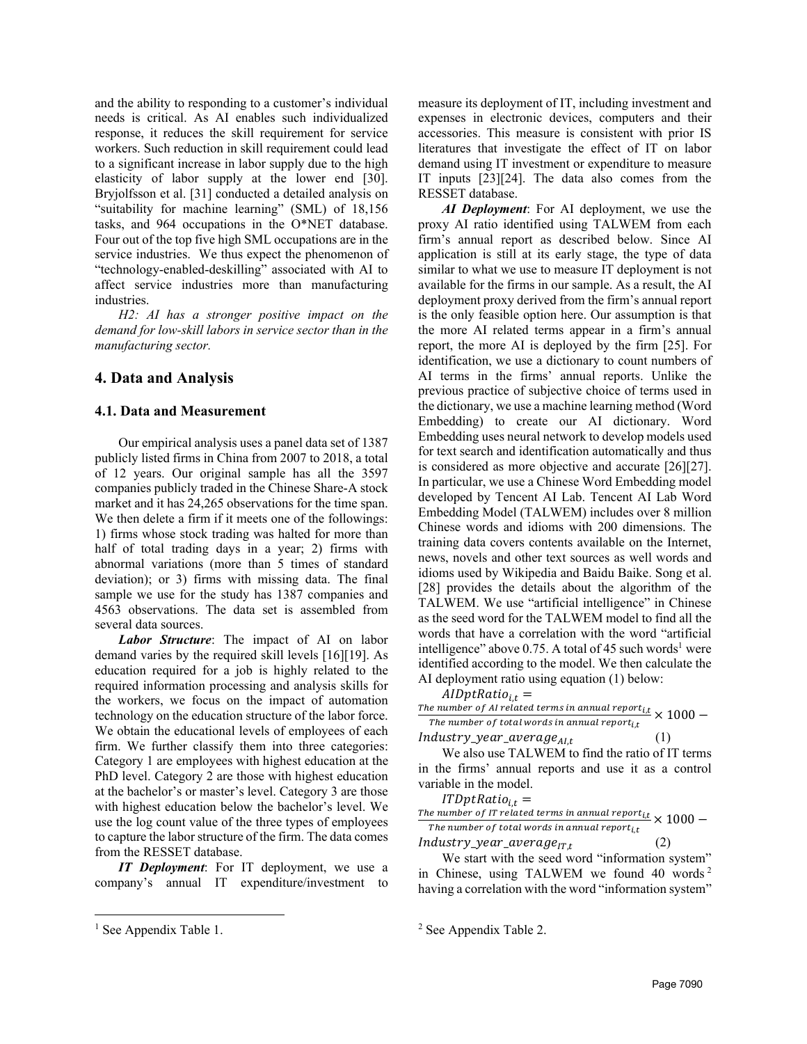and the ability to responding to a customer's individual needs is critical. As AI enables such individualized response, it reduces the skill requirement for service workers. Such reduction in skill requirement could lead to a significant increase in labor supply due to the high elasticity of labor supply at the lower end [30]. Bryjolfsson et al. [31] conducted a detailed analysis on "suitability for machine learning" (SML) of 18,156 tasks, and 964 occupations in the O*NET database. Four out of the top five high SML occupations are in the service industries. We thus expect the phenomenon of "technology-enabled-deskilling" associated with AI to affect service industries more than manufacturing industries.

*H2: AI has a stronger positive impact on the demand for low-skill labors in service sector than in the manufacturing sector.*

## 4. Data and Analysis

### 4.1. Data and Measurement

Our empirical analysis uses a panel data set of 1387 publicly listed firms in China from 2007 to 2018, a total of 12 years. Our original sample has all the 3597 companies publicly traded in the Chinese Share-A stock market and it has 24,265 observations for the time span. We then delete a firm if it meets one of the followings: 1) firms whose stock trading was halted for more than half of total trading days in a year; 2) firms with abnormal variations (more than 5 times of standard deviation); or 3) firms with missing data. The final sample we use for the study has 1387 companies and 4563 observations. The data set is assembled from several data sources.

***Labor Structure***: The impact of AI on labor demand varies by the required skill levels [16][19]. As education required for a job is highly related to the required information processing and analysis skills for the workers, we focus on the impact of automation technology on the education structure of the labor force. We obtain the educational levels of employees of each firm. We further classify them into three categories: Category 1 are employees with highest education at the PhD level. Category 2 are those with highest education at the bachelor's or master's level. Category 3 are those with highest education below the bachelor's level. We use the log count value of the three types of employees to capture the labor structure of the firm. The data comes from the RESSET database.

***IT Deployment***: For IT deployment, we use a company's annual IT expenditure/investment to measure its deployment of IT, including investment and expenses in electronic devices, computers and their accessories. This measure is consistent with prior IS literatures that investigate the effect of IT on labor demand using IT investment or expenditure to measure IT inputs [23][24]. The data also comes from the RESSET database.

***AI Deployment***: For AI deployment, we use the proxy AI ratio identified using TALWEM from each firm's annual report as described below. Since AI application is still at its early stage, the type of data similar to what we use to measure IT deployment is not available for the firms in our sample. As a result, the AI deployment proxy derived from the firm's annual report is the only feasible option here. Our assumption is that the more AI related terms appear in a firm's annual report, the more AI is deployed by the firm [25]. For identification, we use a dictionary to count numbers of AI terms in the firms' annual reports. Unlike the previous practice of subjective choice of terms used in the dictionary, we use a machine learning method (Word Embedding) to create our AI dictionary. Word Embedding uses neural network to develop models used for text search and identification automatically and thus is considered as more objective and accurate [26][27]. In particular, we use a Chinese Word Embedding model developed by Tencent AI Lab. Tencent AI Lab Word Embedding Model (TALWEM) includes over 8 million Chinese words and idioms with 200 dimensions. The training data covers contents available on the Internet, news, novels and other text sources as well words and idioms used by Wikipedia and Baidu Baike. Song et al. [28] provides the details about the algorithm of the TALWEM. We use "artificial intelligence" in Chinese as the seed word for the TALWEM model to find all the words that have a correlation with the word "artificial intelligence" above 0.75. A total of 45 such words[1] were identified according to the model. We then calculate the AI deployment ratio using equation (1) below:

$$AIDptRatio_{i,t} = \frac{\text{The number of AI related terms in annual report}_{i,t}}{\text{The number of total words in annual report}_{i,t}} \times 1000 - Industry\_year\_average_{AI,t} \quad (1)$$

We also use TALWEM to find the ratio of IT terms in the firms' annual reports and use it as a control variable in the model.

$$ITDptRatio_{i,t} = \frac{\text{The number of IT related terms in annual report}_{i,t}}{\text{The number of total words in annual report}_{i,t}} \times 1000 - Industry\_year\_average_{IT,t} \quad (2)$$

We start with the seed word "information system" in Chinese, using TALWEM we found 40 words[2] having a correlation with the word "information system"

[1] See Appendix Table 1.

[2] See Appendix Table 2.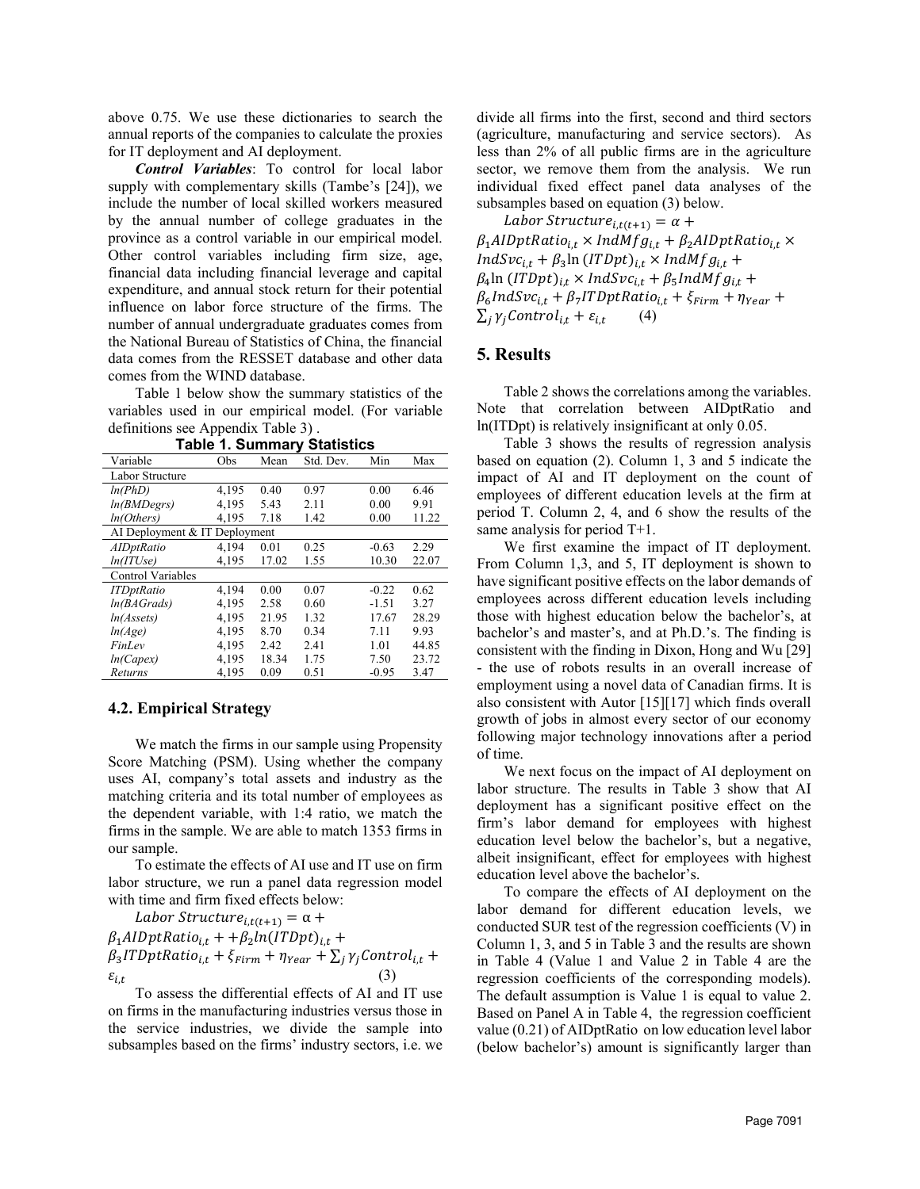above 0.75. We use these dictionaries to search the annual reports of the companies to calculate the proxies for IT deployment and AI deployment.

***Control Variables***: To control for local labor supply with complementary skills (Tambe's [24]), we include the number of local skilled workers measured by the annual number of college graduates in the province as a control variable in our empirical model. Other control variables including firm size, age, financial data including financial leverage and capital expenditure, and annual stock return for their potential influence on labor force structure of the firms. The number of annual undergraduate graduates comes from the National Bureau of Statistics of China, the financial data comes from the RESSET database and other data comes from the WIND database.

Table 1 below show the summary statistics of the variables used in our empirical model. (For variable definitions see Appendix Table 3) .

**Table 1. Summary Statistics**

| Variable | Obs | Mean | Std. Dev. | Min | Max |
|---|---|---|---|---|---|
| Labor Structure | | | | | |
| *ln(PhD)* | 4,195 | 0.40 | 0.97 | 0.00 | 6.46 |
| *ln(BMDegrs)* | 4,195 | 5.43 | 2.11 | 0.00 | 9.91 |
| *ln(Others)* | 4,195 | 7.18 | 1.42 | 0.00 | 11.22 |
| AI Deployment & IT Deployment | | | | | |
| *AIDptRatio* | 4,194 | 0.01 | 0.25 | -0.63 | 2.29 |
| *ln(ITUse)* | 4,195 | 17.02 | 1.55 | 10.30 | 22.07 |
| Control Variables | | | | | |
| *ITDptRatio* | 4,194 | 0.00 | 0.07 | -0.22 | 0.62 |
| *ln(BAGrads)* | 4,195 | 2.58 | 0.60 | -1.51 | 3.27 |
| *ln(Assets)* | 4,195 | 21.95 | 1.32 | 17.67 | 28.29 |
| *ln(Age)* | 4,195 | 8.70 | 0.34 | 7.11 | 9.93 |
| *FinLev* | 4,195 | 2.42 | 2.41 | 1.01 | 44.85 |
| *ln(Capex)* | 4,195 | 18.34 | 1.75 | 7.50 | 23.72 |
| *Returns* | 4,195 | 0.09 | 0.51 | -0.95 | 3.47 |

### 4.2. Empirical Strategy

We match the firms in our sample using Propensity Score Matching (PSM). Using whether the company uses AI, company's total assets and industry as the matching criteria and its total number of employees as the dependent variable, with 1:4 ratio, we match the firms in the sample. We are able to match 1353 firms in our sample.

To estimate the effects of AI use and IT use on firm labor structure, we run a panel data regression model with time and firm fixed effects below:

$$Labor\ Structure_{i,t(t+1)} = \alpha + \beta_1 AIDptRatio_{i,t} + +\beta_2 ln(ITDpt)_{i,t} + \beta_3 ITDptRatio_{i,t} + \xi_{Firm} + \eta_{Year} + \sum_j \gamma_j Control_{i,t} + \varepsilon_{i,t} \quad (3)$$

To assess the differential effects of AI and IT use on firms in the manufacturing industries versus those in the service industries, we divide the sample into subsamples based on the firms' industry sectors, i.e. we divide all firms into the first, second and third sectors (agriculture, manufacturing and service sectors). As less than 2% of all public firms are in the agriculture sector, we remove them from the analysis. We run individual fixed effect panel data analyses of the subsamples based on equation (3) below.

$$Labor\ Structure_{i,t(t+1)} = \alpha + \beta_1 AIDptRatio_{i,t} \times IndMfg_{i,t} + \beta_2 AIDptRatio_{i,t} \times IndSvc_{i,t} + \beta_3 \ln(ITDpt)_{i,t} \times IndMfg_{i,t} + \beta_4 \ln(ITDpt)_{i,t} \times IndSvc_{i,t} + \beta_5 IndMfg_{i,t} + \beta_6 IndSvc_{i,t} + \beta_7 ITDptRatio_{i,t} + \xi_{Firm} + \eta_{Year} + \sum_j \gamma_j Control_{i,t} + \varepsilon_{i,t} \quad (4)$$

## 5. Results

Table 2 shows the correlations among the variables. Note that correlation between AIDptRatio and ln(ITDpt) is relatively insignificant at only 0.05.

Table 3 shows the results of regression analysis based on equation (2). Column 1, 3 and 5 indicate the impact of AI and IT deployment on the count of employees of different education levels at the firm at period T. Column 2, 4, and 6 show the results of the same analysis for period T+1.

We first examine the impact of IT deployment. From Column 1,3, and 5, IT deployment is shown to have significant positive effects on the labor demands of employees across different education levels including those with highest education below the bachelor's, at bachelor's and master's, and at Ph.D.'s. The finding is consistent with the finding in Dixon, Hong and Wu [29] - the use of robots results in an overall increase of employment using a novel data of Canadian firms. It is also consistent with Autor [15][17] which finds overall growth of jobs in almost every sector of our economy following major technology innovations after a period of time.

We next focus on the impact of AI deployment on labor structure. The results in Table 3 show that AI deployment has a significant positive effect on the firm's labor demand for employees with highest education level below the bachelor's, but a negative, albeit insignificant, effect for employees with highest education level above the bachelor's.

To compare the effects of AI deployment on the labor demand for different education levels, we conducted SUR test of the regression coefficients (V) in Column 1, 3, and 5 in Table 3 and the results are shown in Table 4 (Value 1 and Value 2 in Table 4 are the regression coefficients of the corresponding models). The default assumption is Value 1 is equal to value 2. Based on Panel A in Table 4, the regression coefficient value (0.21) of AIDptRatio on low education level labor (below bachelor's) amount is significantly larger than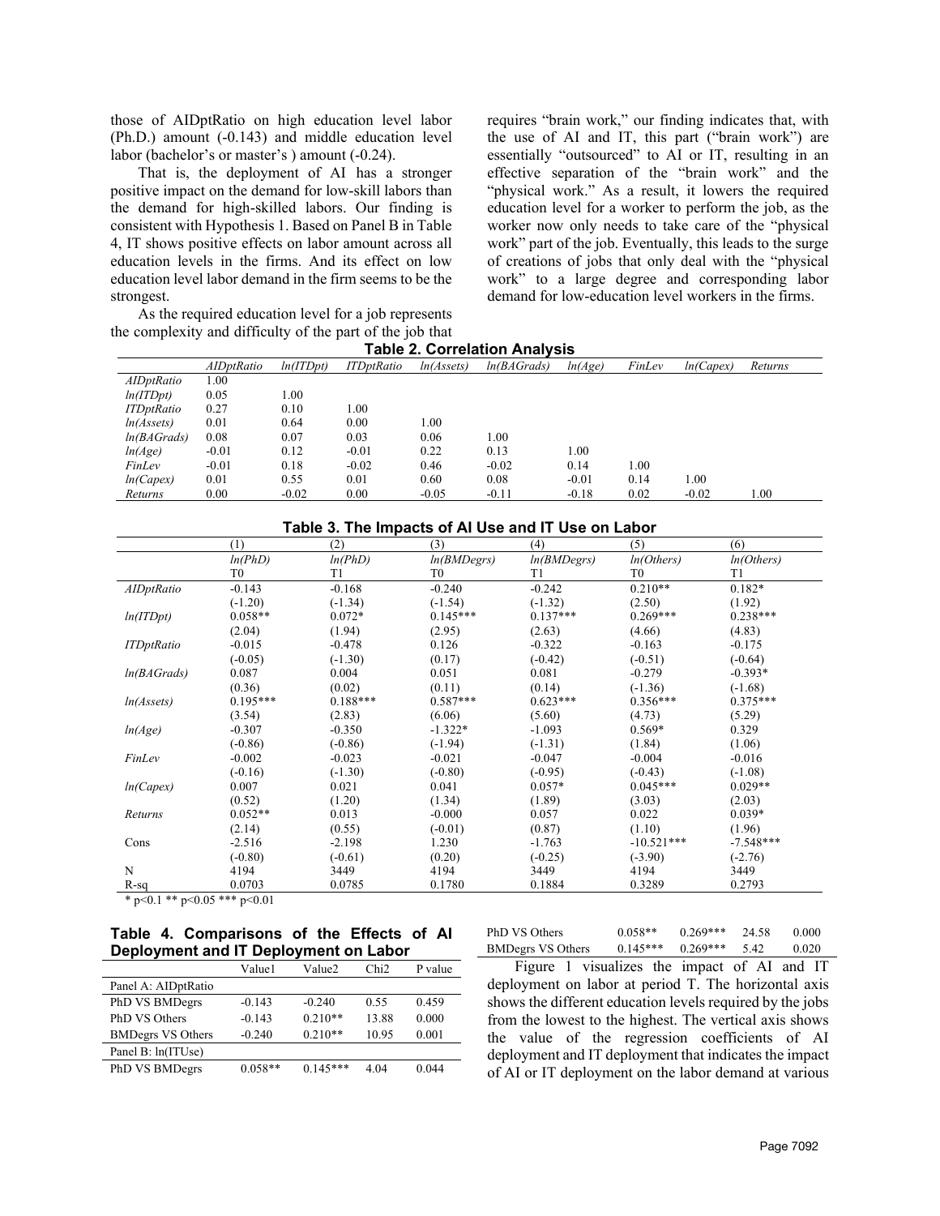those of AIDptRatio on high education level labor (Ph.D.) amount (-0.143) and middle education level labor (bachelor's or master's ) amount (-0.24).

That is, the deployment of AI has a stronger positive impact on the demand for low-skill labors than the demand for high-skilled labors. Our finding is consistent with Hypothesis 1. Based on Panel B in Table 4, IT shows positive effects on labor amount across all education levels in the firms. And its effect on low education level labor demand in the firm seems to be the strongest.

As the required education level for a job represents the complexity and difficulty of the part of the job that requires "brain work," our finding indicates that, with the use of AI and IT, this part ("brain work") are essentially "outsourced" to AI or IT, resulting in an effective separation of the "brain work" and the "physical work." As a result, it lowers the required education level for a worker to perform the job, as the worker now only needs to take care of the "physical work" part of the job. Eventually, this leads to the surge of creations of jobs that only deal with the "physical work" to a large degree and corresponding labor demand for low-education level workers in the firms.

**Table 2. Correlation Analysis**

| | *AIDptRatio* | *ln(ITDpt)* | *ITDptRatio* | *ln(Assets)* | *ln(BAGrads)* | *ln(Age)* | *FinLev* | *ln(Capex)* | *Returns* |
|---|---|---|---|---|---|---|---|---|---|
| *AIDptRatio* | 1.00 | | | | | | | | |
| *ln(ITDpt)* | 0.05 | 1.00 | | | | | | | |
| *ITDptRatio* | 0.27 | 0.10 | 1.00 | | | | | | |
| *ln(Assets)* | 0.01 | 0.64 | 0.00 | 1.00 | | | | | |
| *ln(BAGrads)* | 0.08 | 0.07 | 0.03 | 0.06 | 1.00 | | | | |
| *ln(Age)* | -0.01 | 0.12 | -0.01 | 0.22 | 0.13 | 1.00 | | | |
| *FinLev* | -0.01 | 0.18 | -0.02 | 0.46 | -0.02 | 0.14 | 1.00 | | |
| *ln(Capex)* | 0.01 | 0.55 | 0.01 | 0.60 | 0.08 | -0.01 | 0.14 | 1.00 | |
| *Returns* | 0.00 | -0.02 | 0.00 | -0.05 | -0.11 | -0.18 | 0.02 | -0.02 | 1.00 |

**Table 3. The Impacts of AI Use and IT Use on Labor**

| | (1) | (2) | (3) | (4) | (5) | (6) |
|---|---|---|---|---|---|---|
| | *ln(PhD)* | *ln(PhD)* | *ln(BMDegrs)* | *ln(BMDegrs)* | *ln(Others)* | *ln(Others)* |
| | T0 | T1 | T0 | T1 | T0 | T1 |
| *AIDptRatio* | -0.143 | -0.168 | -0.240 | -0.242 | 0.210** | 0.182* |
| | (-1.20) | (-1.34) | (-1.54) | (-1.32) | (2.50) | (1.92) |
| *ln(ITDpt)* | 0.058** | 0.072* | 0.145*** | 0.137*** | 0.269*** | 0.238*** |
| | (2.04) | (1.94) | (2.95) | (2.63) | (4.66) | (4.83) |
| *ITDptRatio* | -0.015 | -0.478 | 0.126 | -0.322 | -0.163 | -0.175 |
| | (-0.05) | (-1.30) | (0.17) | (-0.42) | (-0.51) | (-0.64) |
| *ln(BAGrads)* | 0.087 | 0.004 | 0.051 | 0.081 | -0.279 | -0.393* |
| | (0.36) | (0.02) | (0.11) | (0.14) | (-1.36) | (-1.68) |
| *ln(Assets)* | 0.195*** | 0.188*** | 0.587*** | 0.623*** | 0.356*** | 0.375*** |
| | (3.54) | (2.83) | (6.06) | (5.60) | (4.73) | (5.29) |
| *ln(Age)* | -0.307 | -0.350 | -1.322* | -1.093 | 0.569* | 0.329 |
| | (-0.86) | (-0.86) | (-1.94) | (-1.31) | (1.84) | (1.06) |
| *FinLev* | -0.002 | -0.023 | -0.021 | -0.047 | -0.004 | -0.016 |
| | (-0.16) | (-1.30) | (-0.80) | (-0.95) | (-0.43) | (-1.08) |
| *ln(Capex)* | 0.007 | 0.021 | 0.041 | 0.057* | 0.045*** | 0.029** |
| | (0.52) | (1.20) | (1.34) | (1.89) | (3.03) | (2.03) |
| *Returns* | 0.052** | 0.013 | -0.000 | 0.057 | 0.022 | 0.039* |
| | (2.14) | (0.55) | (-0.01) | (0.87) | (1.10) | (1.96) |
| Cons | -2.516 | -2.198 | 1.230 | -1.763 | -10.521*** | -7.548*** |
| | (-0.80) | (-0.61) | (0.20) | (-0.25) | (-3.90) | (-2.76) |
| N | 4194 | 3449 | 4194 | 3449 | 4194 | 3449 |
| R-sq | 0.0703 | 0.0785 | 0.1780 | 0.1884 | 0.3289 | 0.2793 |

\* p<0.1 ** p<0.05 *** p<0.01

**Table 4. Comparisons of the Effects of AI Deployment and IT Deployment on Labor**

| | Value1 | Value2 | Chi2 | P value |
|---|---|---|---|---|
| Panel A: AIDptRatio | | | | |
| PhD VS BMDegrs | -0.143 | -0.240 | 0.55 | 0.459 |
| PhD VS Others | -0.143 | 0.210** | 13.88 | 0.000 |
| BMDegrs VS Others | -0.240 | 0.210** | 10.95 | 0.001 |
| Panel B: ln(ITUse) | | | | |
| PhD VS BMDegrs | 0.058** | 0.145*** | 4.04 | 0.044 |
| PhD VS Others | 0.058** | 0.269*** | 24.58 | 0.000 |
| BMDegrs VS Others | 0.145*** | 0.269*** | 5.42 | 0.020 |

Figure 1 visualizes the impact of AI and IT deployment on labor at period T. The horizontal axis shows the different education levels required by the jobs from the lowest to the highest. The vertical axis shows the value of the regression coefficients of AI deployment and IT deployment that indicates the impact of AI or IT deployment on the labor demand at various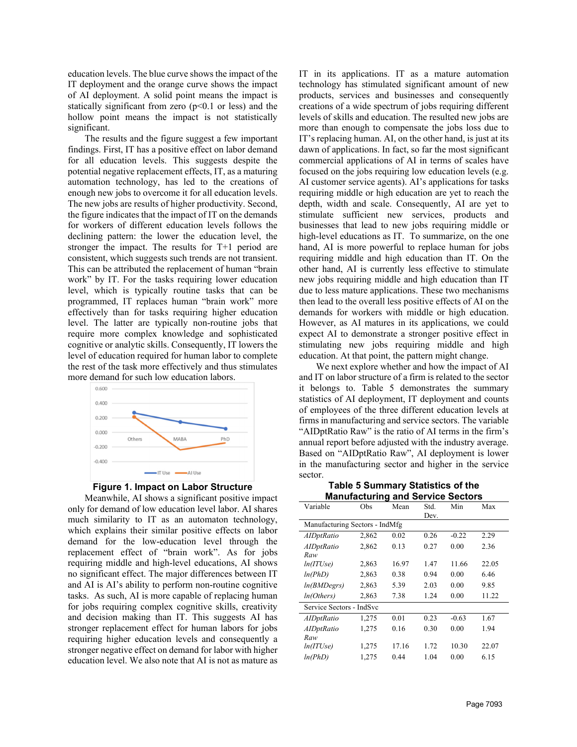education levels. The blue curve shows the impact of the IT deployment and the orange curve shows the impact of AI deployment. A solid point means the impact is statically significant from zero ($p<0.1$ or less) and the hollow point means the impact is not statistically significant.

The results and the figure suggest a few important findings. First, IT has a positive effect on labor demand for all education levels. This suggests despite the potential negative replacement effects, IT, as a maturing automation technology, has led to the creations of enough new jobs to overcome it for all education levels. The new jobs are results of higher productivity. Second, the figure indicates that the impact of IT on the demands for workers of different education levels follows the declining pattern: the lower the education level, the stronger the impact. The results for T+1 period are consistent, which suggests such trends are not transient. This can be attributed the replacement of human "brain work" by IT. For the tasks requiring lower education level, which is typically routine tasks that can be programmed, IT replaces human "brain work" more effectively than for tasks requiring higher education level. The latter are typically non-routine jobs that require more complex knowledge and sophisticated cognitive or analytic skills. Consequently, IT lowers the level of education required for human labor to complete the rest of the task more effectively and thus stimulates more demand for such low education labors.

**Figure 1. Impact on Labor Structure**

Meanwhile, AI shows a significant positive impact only for demand of low education level labor. AI shares much similarity to IT as an automaton technology, which explains their similar positive effects on labor demand for the low-education level through the replacement effect of "brain work". As for jobs requiring middle and high-level educations, AI shows no significant effect. The major differences between IT and AI is AI's ability to perform non-routine cognitive tasks. As such, AI is more capable of replacing human for jobs requiring complex cognitive skills, creativity and decision making than IT. This suggests AI has stronger replacement effect for human labors for jobs requiring higher education levels and consequently a stronger negative effect on demand for labor with higher education level. We also note that AI is not as mature as IT in its applications. IT as a mature automation technology has stimulated significant amount of new products, services and businesses and consequently creations of a wide spectrum of jobs requiring different levels of skills and education. The resulted new jobs are more than enough to compensate the jobs loss due to IT's replacing human. AI, on the other hand, is just at its dawn of applications. In fact, so far the most significant commercial applications of AI in terms of scales have focused on the jobs requiring low education levels (e.g. AI customer service agents). AI's applications for tasks requiring middle or high education are yet to reach the depth, width and scale. Consequently, AI are yet to stimulate sufficient new services, products and businesses that lead to new jobs requiring middle or high-level educations as IT. To summarize, on the one hand, AI is more powerful to replace human for jobs requiring middle and high education than IT. On the other hand, AI is currently less effective to stimulate new jobs requiring middle and high education than IT due to less mature applications. These two mechanisms then lead to the overall less positive effects of AI on the demands for workers with middle or high education. However, as AI matures in its applications, we could expect AI to demonstrate a stronger positive effect in stimulating new jobs requiring middle and high education. At that point, the pattern might change.

We next explore whether and how the impact of AI and IT on labor structure of a firm is related to the sector it belongs to. Table 5 demonstrates the summary statistics of AI deployment, IT deployment and counts of employees of the three different education levels at firms in manufacturing and service sectors. The variable "AIDptRatio Raw" is the ratio of AI terms in the firm's annual report before adjusted with the industry average. Based on "AIDptRatio Raw", AI deployment is lower in the manufacturing sector and higher in the service sector.

**Table 5 Summary Statistics of the Manufacturing and Service Sectors**

| Variable | Obs | Mean | Std. Dev. | Min | Max |
|---|---|---|---|---|---|
| Manufacturing Sectors - IndMfg | | | | | |
| *AIDptRatio* | 2,862 | 0.02 | 0.26 | -0.22 | 2.29 |
| *AIDptRatio Raw* | 2,862 | 0.13 | 0.27 | 0.00 | 2.36 |
| *ln(ITUse)* | 2,863 | 16.97 | 1.47 | 11.66 | 22.05 |
| *ln(PhD)* | 2,863 | 0.38 | 0.94 | 0.00 | 6.46 |
| *ln(BMDegrs)* | 2,863 | 5.39 | 2.03 | 0.00 | 9.85 |
| *ln(Others)* | 2,863 | 7.38 | 1.24 | 0.00 | 11.22 |
| Service Sectors - IndSvc | | | | | |
| *AIDptRatio* | 1,275 | 0.01 | 0.23 | -0.63 | 1.67 |
| *AIDptRatio Raw* | 1,275 | 0.16 | 0.30 | 0.00 | 1.94 |
| *ln(ITUse)* | 1,275 | 17.16 | 1.72 | 10.30 | 22.07 |
| *ln(PhD)* | 1,275 | 0.44 | 1.04 | 0.00 | 6.15 |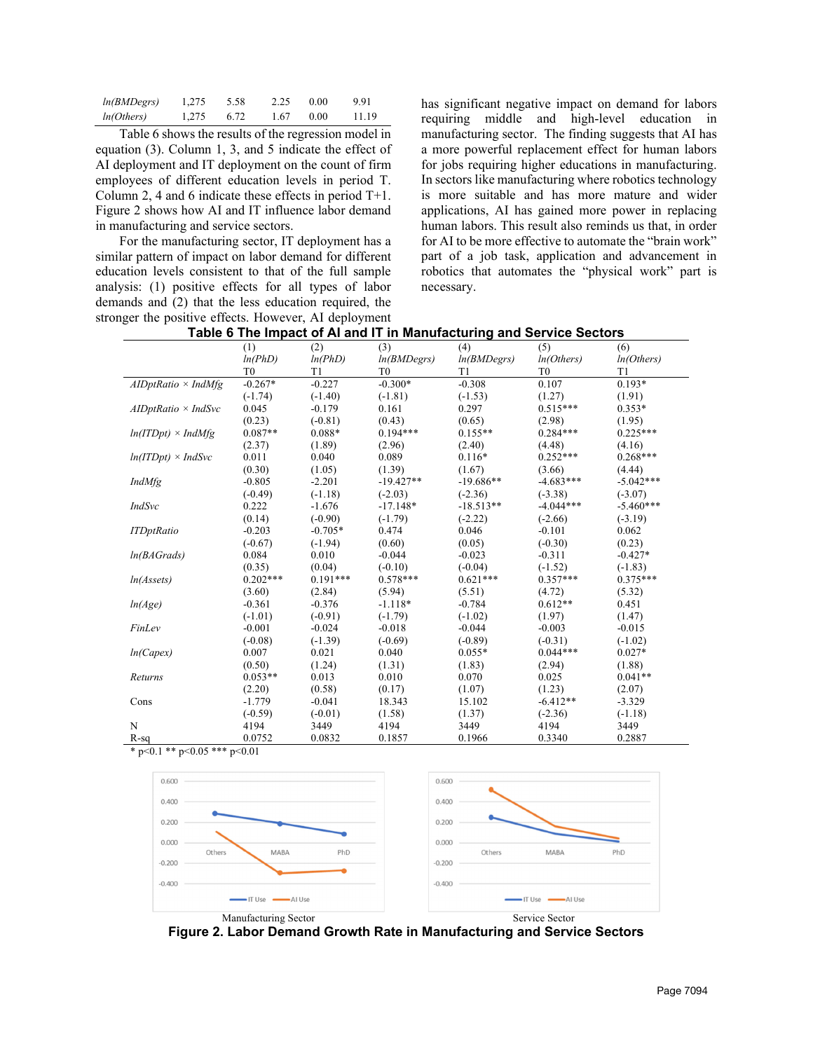| | | | | | |
|---|---|---|---|---|---|
| *ln(BMDegrs)* | 1,275 | 5.58 | 2.25 | 0.00 | 9.91 |
| *ln(Others)* | 1,275 | 6.72 | 1.67 | 0.00 | 11.19 |

Table 6 shows the results of the regression model in equation (3). Column 1, 3, and 5 indicate the effect of AI deployment and IT deployment on the count of firm employees of different education levels in period T. Column 2, 4 and 6 indicate these effects in period T+1. Figure 2 shows how AI and IT influence labor demand in manufacturing and service sectors.

For the manufacturing sector, IT deployment has a similar pattern of impact on labor demand for different education levels consistent to that of the full sample analysis: (1) positive effects for all types of labor demands and (2) that the less education required, the stronger the positive effects. However, AI deployment has significant negative impact on demand for labors requiring middle and high-level education in manufacturing sector. The finding suggests that AI has a more powerful replacement effect for human labors for jobs requiring higher educations in manufacturing. In sectors like manufacturing where robotics technology is more suitable and has more mature and wider applications, AI has gained more power in replacing human labors. This result also reminds us that, in order for AI to be more effective to automate the "brain work" part of a job task, application and advancement in robotics that automates the "physical work" part is necessary.

**Table 6 The Impact of AI and IT in Manufacturing and Service Sectors**

| | (1) *ln(PhD)* T0 | (2) *ln(PhD)* T1 | (3) *ln(BMDegrs)* T0 | (4) *ln(BMDegrs)* T1 | (5) *ln(Others)* T0 | (6) *ln(Others)* T1 |
|---|---|---|---|---|---|---|
| *AIDptRatio × IndMfg* | -0.267* | -0.227 | -0.300* | -0.308 | 0.107 | 0.193* |
| | (-1.74) | (-1.40) | (-1.81) | (-1.53) | (1.27) | (1.91) |
| *AIDptRatio × IndSvc* | 0.045 | -0.179 | 0.161 | 0.297 | 0.515*** | 0.353* |
| | (0.23) | (-0.81) | (0.43) | (0.65) | (2.98) | (1.95) |
| *ln(ITDpt) × IndMfg* | 0.087** | 0.088* | 0.194*** | 0.155** | 0.284*** | 0.225*** |
| | (2.37) | (1.89) | (2.96) | (2.40) | (4.48) | (4.16) |
| *ln(ITDpt) × IndSvc* | 0.011 | 0.040 | 0.089 | 0.116* | 0.252*** | 0.268*** |
| | (0.30) | (1.05) | (1.39) | (1.67) | (3.66) | (4.44) |
| *IndMfg* | -0.805 | -2.201 | -19.427** | -19.686** | -4.683*** | -5.042*** |
| | (-0.49) | (-1.18) | (-2.03) | (-2.36) | (-3.38) | (-3.07) |
| *IndSvc* | 0.222 | -1.676 | -17.148* | -18.513** | -4.044*** | -5.460*** |
| | (0.14) | (-0.90) | (-1.79) | (-2.22) | (-2.66) | (-3.19) |
| *ITDptRatio* | -0.203 | -0.705* | 0.474 | 0.046 | -0.101 | 0.062 |
| | (-0.67) | (-1.94) | (0.60) | (0.05) | (-0.30) | (0.23) |
| *ln(BAGrads)* | 0.084 | 0.010 | -0.044 | -0.023 | -0.311 | -0.427* |
| | (0.35) | (0.04) | (-0.10) | (-0.04) | (-1.52) | (-1.83) |
| *ln(Assets)* | 0.202*** | 0.191*** | 0.578*** | 0.621*** | 0.357*** | 0.375*** |
| | (3.60) | (2.84) | (5.94) | (5.51) | (4.72) | (5.32) |
| *ln(Age)* | -0.361 | -0.376 | -1.118* | -0.784 | 0.612** | 0.451 |
| | (-1.01) | (-0.91) | (-1.79) | (-1.02) | (1.97) | (1.47) |
| *FinLev* | -0.001 | -0.024 | -0.018 | -0.044 | -0.003 | -0.015 |
| | (-0.08) | (-1.39) | (-0.69) | (-0.89) | (-0.31) | (-1.02) |
| *ln(Capex)* | 0.007 | 0.021 | 0.040 | 0.055* | 0.044*** | 0.027* |
| | (0.50) | (1.24) | (1.31) | (1.83) | (2.94) | (1.88) |
| *Returns* | 0.053** | 0.013 | 0.010 | 0.070 | 0.025 | 0.041** |
| | (2.20) | (0.58) | (0.17) | (1.07) | (1.23) | (2.07) |
| Cons | -1.779 | -0.041 | 18.343 | 15.102 | -6.412** | -3.329 |
| | (-0.59) | (-0.01) | (1.58) | (1.37) | (-2.36) | (-1.18) |
| N | 4194 | 3449 | 4194 | 3449 | 4194 | 3449 |
| R-sq | 0.0752 | 0.0832 | 0.1857 | 0.1966 | 0.3340 | 0.2887 |

\* p<0.1 ** p<0.05 *** p<0.01

Manufacturing Sector

Service Sector

**Figure 2. Labor Demand Growth Rate in Manufacturing and Service Sectors**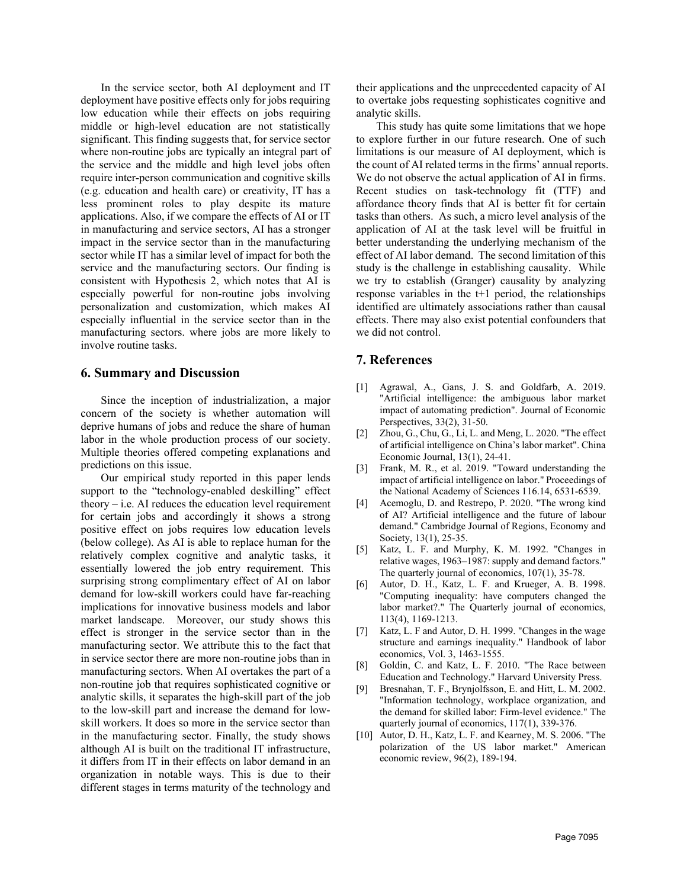In the service sector, both AI deployment and IT deployment have positive effects only for jobs requiring low education while their effects on jobs requiring middle or high-level education are not statistically significant. This finding suggests that, for service sector where non-routine jobs are typically an integral part of the service and the middle and high level jobs often require inter-person communication and cognitive skills (e.g. education and health care) or creativity, IT has a less prominent roles to play despite its mature applications. Also, if we compare the effects of AI or IT in manufacturing and service sectors, AI has a stronger impact in the service sector than in the manufacturing sector while IT has a similar level of impact for both the service and the manufacturing sectors. Our finding is consistent with Hypothesis 2, which notes that AI is especially powerful for non-routine jobs involving personalization and customization, which makes AI especially influential in the service sector than in the manufacturing sectors. where jobs are more likely to involve routine tasks.

## 6. Summary and Discussion

Since the inception of industrialization, a major concern of the society is whether automation will deprive humans of jobs and reduce the share of human labor in the whole production process of our society. Multiple theories offered competing explanations and predictions on this issue.

Our empirical study reported in this paper lends support to the "technology-enabled deskilling" effect theory – i.e. AI reduces the education level requirement for certain jobs and accordingly it shows a strong positive effect on jobs requires low education levels (below college). As AI is able to replace human for the relatively complex cognitive and analytic tasks, it essentially lowered the job entry requirement. This surprising strong complimentary effect of AI on labor demand for low-skill workers could have far-reaching implications for innovative business models and labor market landscape. Moreover, our study shows this effect is stronger in the service sector than in the manufacturing sector. We attribute this to the fact that in service sector there are more non-routine jobs than in manufacturing sectors. When AI overtakes the part of a non-routine job that requires sophisticated cognitive or analytic skills, it separates the high-skill part of the job to the low-skill part and increase the demand for low-skill workers. It does so more in the service sector than in the manufacturing sector. Finally, the study shows although AI is built on the traditional IT infrastructure, it differs from IT in their effects on labor demand in an organization in notable ways. This is due to their different stages in terms maturity of the technology and their applications and the unprecedented capacity of AI to overtake jobs requesting sophisticates cognitive and analytic skills.

This study has quite some limitations that we hope to explore further in our future research. One of such limitations is our measure of AI deployment, which is the count of AI related terms in the firms' annual reports. We do not observe the actual application of AI in firms. Recent studies on task-technology fit (TTF) and affordance theory finds that AI is better fit for certain tasks than others. As such, a micro level analysis of the application of AI at the task level will be fruitful in better understanding the underlying mechanism of the effect of AI labor demand. The second limitation of this study is the challenge in establishing causality. While we try to establish (Granger) causality by analyzing response variables in the t+1 period, the relationships identified are ultimately associations rather than causal effects. There may also exist potential confounders that we did not control.

## 7. References

[1] Agrawal, A., Gans, J. S. and Goldfarb, A. 2019. "Artificial intelligence: the ambiguous labor market impact of automating prediction". Journal of Economic Perspectives, 33(2), 31-50.

[2] Zhou, G., Chu, G., Li, L. and Meng, L. 2020. "The effect of artificial intelligence on China's labor market". China Economic Journal, 13(1), 24-41.

[3] Frank, M. R., et al. 2019. "Toward understanding the impact of artificial intelligence on labor." Proceedings of the National Academy of Sciences 116.14, 6531-6539.

[4] Acemoglu, D. and Restrepo, P. 2020. "The wrong kind of AI? Artificial intelligence and the future of labour demand." Cambridge Journal of Regions, Economy and Society, 13(1), 25-35.

[5] Katz, L. F. and Murphy, K. M. 1992. "Changes in relative wages, 1963–1987: supply and demand factors." The quarterly journal of economics, 107(1), 35-78.

[6] Autor, D. H., Katz, L. F. and Krueger, A. B. 1998. "Computing inequality: have computers changed the labor market?." The Quarterly journal of economics, 113(4), 1169-1213.

[7] Katz, L. F and Autor, D. H. 1999. "Changes in the wage structure and earnings inequality." Handbook of labor economics, Vol. 3, 1463-1555.

[8] Goldin, C. and Katz, L. F. 2010. "The Race between Education and Technology." Harvard University Press.

[9] Bresnahan, T. F., Brynjolfsson, E. and Hitt, L. M. 2002. "Information technology, workplace organization, and the demand for skilled labor: Firm-level evidence." The quarterly journal of economics, 117(1), 339-376.

[10] Autor, D. H., Katz, L. F. and Kearney, M. S. 2006. "The polarization of the US labor market." American economic review, 96(2), 189-194.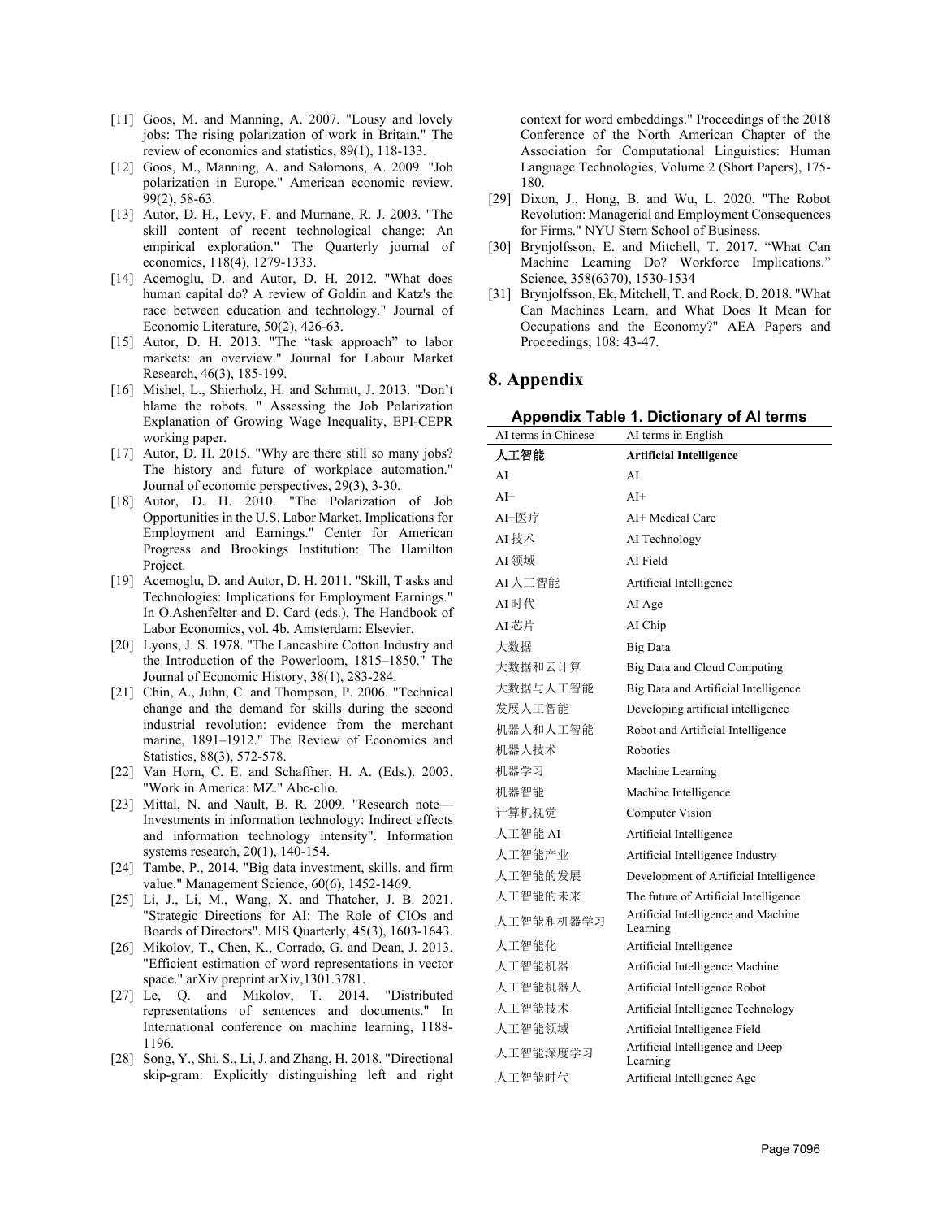[11] Goos, M. and Manning, A. 2007. "Lousy and lovely jobs: The rising polarization of work in Britain." The review of economics and statistics, 89(1), 118-133.

[12] Goos, M., Manning, A. and Salomons, A. 2009. "Job polarization in Europe." American economic review, 99(2), 58-63.

[13] Autor, D. H., Levy, F. and Murnane, R. J. 2003. "The skill content of recent technological change: An empirical exploration." The Quarterly journal of economics, 118(4), 1279-1333.

[14] Acemoglu, D. and Autor, D. H. 2012. "What does human capital do? A review of Goldin and Katz's the race between education and technology." Journal of Economic Literature, 50(2), 426-63.

[15] Autor, D. H. 2013. "The "task approach" to labor markets: an overview." Journal for Labour Market Research, 46(3), 185-199.

[16] Mishel, L., Shierholz, H. and Schmitt, J. 2013. "Don't blame the robots. " Assessing the Job Polarization Explanation of Growing Wage Inequality, EPI-CEPR working paper.

[17] Autor, D. H. 2015. "Why are there still so many jobs? The history and future of workplace automation." Journal of economic perspectives, 29(3), 3-30.

[18] Autor, D. H. 2010. "The Polarization of Job Opportunities in the U.S. Labor Market, Implications for Employment and Earnings." Center for American Progress and Brookings Institution: The Hamilton Project.

[19] Acemoglu, D. and Autor, D. H. 2011. "Skill, T asks and Technologies: Implications for Employment Earnings." In O.Ashenfelter and D. Card (eds.), The Handbook of Labor Economics, vol. 4b. Amsterdam: Elsevier.

[20] Lyons, J. S. 1978. "The Lancashire Cotton Industry and the Introduction of the Powerloom, 1815–1850." The Journal of Economic History, 38(1), 283-284.

[21] Chin, A., Juhn, C. and Thompson, P. 2006. "Technical change and the demand for skills during the second industrial revolution: evidence from the merchant marine, 1891–1912." The Review of Economics and Statistics, 88(3), 572-578.

[22] Van Horn, C. E. and Schaffner, H. A. (Eds.). 2003. "Work in America: MZ." Abc-clio.

[23] Mittal, N. and Nault, B. R. 2009. "Research note—Investments in information technology: Indirect effects and information technology intensity". Information systems research, 20(1), 140-154.

[24] Tambe, P., 2014. "Big data investment, skills, and firm value." Management Science, 60(6), 1452-1469.

[25] Li, J., Li, M., Wang, X. and Thatcher, J. B. 2021. "Strategic Directions for AI: The Role of CIOs and Boards of Directors". MIS Quarterly, 45(3), 1603-1643.

[26] Mikolov, T., Chen, K., Corrado, G. and Dean, J. 2013. "Efficient estimation of word representations in vector space." arXiv preprint arXiv,1301.3781.

[27] Le, Q. and Mikolov, T. 2014. "Distributed representations of sentences and documents." In International conference on machine learning, 1188-1196.

[28] Song, Y., Shi, S., Li, J. and Zhang, H. 2018. "Directional skip-gram: Explicitly distinguishing left and right context for word embeddings." Proceedings of the 2018 Conference of the North American Chapter of the Association for Computational Linguistics: Human Language Technologies, Volume 2 (Short Papers), 175-180.

[29] Dixon, J., Hong, B. and Wu, L. 2020. "The Robot Revolution: Managerial and Employment Consequences for Firms." NYU Stern School of Business.

[30] Brynjolfsson, E. and Mitchell, T. 2017. "What Can Machine Learning Do? Workforce Implications." Science, 358(6370), 1530-1534

[31] Brynjolfsson, Ek, Mitchell, T. and Rock, D. 2018. "What Can Machines Learn, and What Does It Mean for Occupations and the Economy?" AEA Papers and Proceedings, 108: 43-47.

## 8. Appendix

**Appendix Table 1. Dictionary of AI terms**

| AI terms in Chinese | AI terms in English |
|---|---|
| **人工智能** | **Artificial Intelligence** |
| AI | AI |
| AI+ | AI+ |
| AI+医疗 | AI+ Medical Care |
| AI 技术 | AI Technology |
| AI 领域 | AI Field |
| AI 人工智能 | Artificial Intelligence |
| AI 时代 | AI Age |
| AI 芯片 | AI Chip |
| 大数据 | Big Data |
| 大数据和云计算 | Big Data and Cloud Computing |
| 大数据与人工智能 | Big Data and Artificial Intelligence |
| 发展人工智能 | Developing artificial intelligence |
| 机器人和人工智能 | Robot and Artificial Intelligence |
| 机器人技术 | Robotics |
| 机器学习 | Machine Learning |
| 机器智能 | Machine Intelligence |
| 计算机视觉 | Computer Vision |
| 人工智能 AI | Artificial Intelligence |
| 人工智能产业 | Artificial Intelligence Industry |
| 人工智能的发展 | Development of Artificial Intelligence |
| 人工智能的未来 | The future of Artificial Intelligence |
| 人工智能和机器学习 | Artificial Intelligence and Machine Learning |
| 人工智能化 | Artificial Intelligence |
| 人工智能机器 | Artificial Intelligence Machine |
| 人工智能机器人 | Artificial Intelligence Robot |
| 人工智能技术 | Artificial Intelligence Technology |
| 人工智能领域 | Artificial Intelligence Field |
| 人工智能深度学习 | Artificial Intelligence and Deep Learning |
| 人工智能时代 | Artificial Intelligence Age |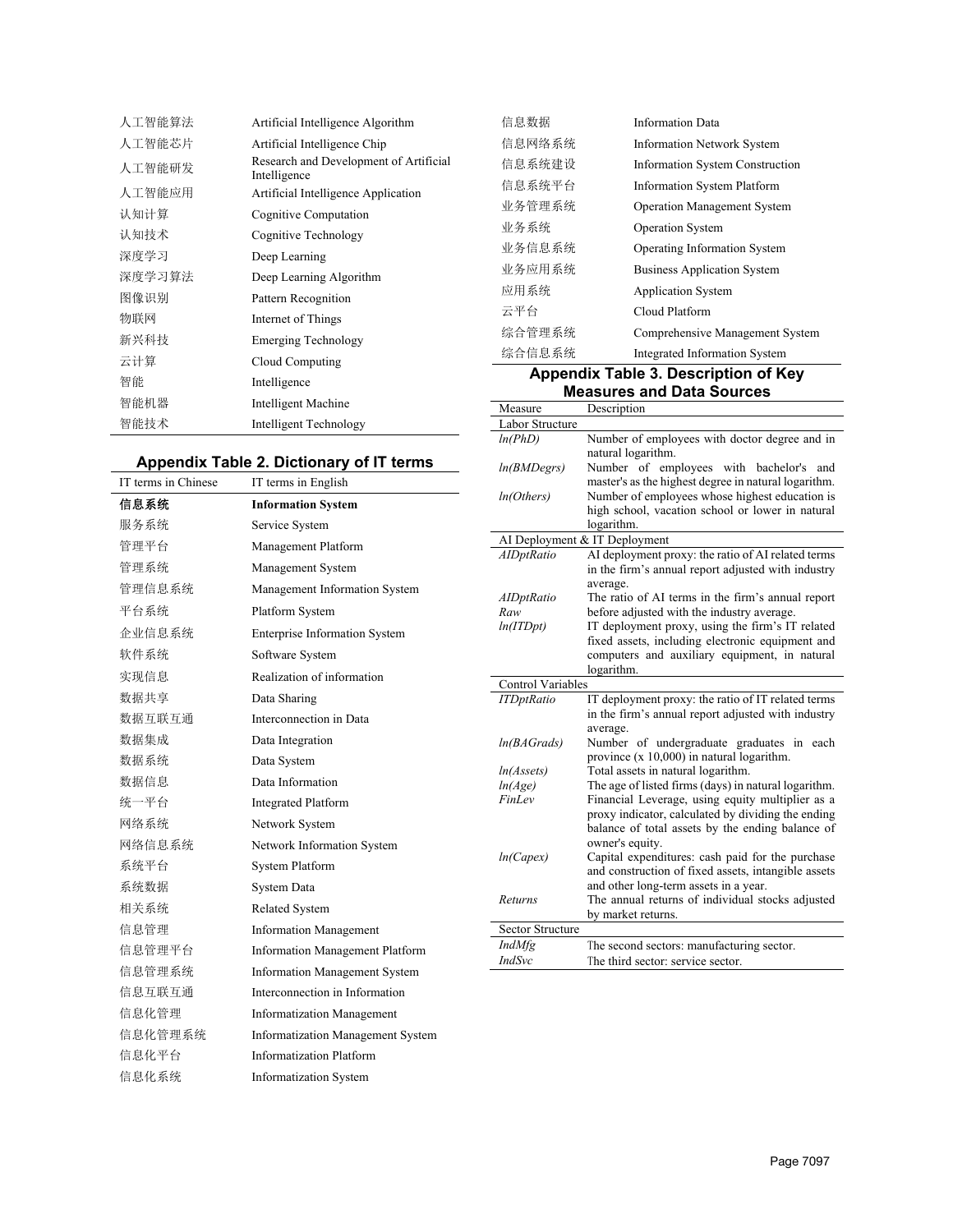| | |
|---|---|
| 人工智能算法 | Artificial Intelligence Algorithm |
| 人工智能芯片 | Artificial Intelligence Chip |
| 人工智能研发 | Research and Development of Artificial Intelligence |
| 人工智能应用 | Artificial Intelligence Application |
| 认知计算 | Cognitive Computation |
| 认知技术 | Cognitive Technology |
| 深度学习 | Deep Learning |
| 深度学习算法 | Deep Learning Algorithm |
| 图像识别 | Pattern Recognition |
| 物联网 | Internet of Things |
| 新兴科技 | Emerging Technology |
| 云计算 | Cloud Computing |
| 智能 | Intelligence |
| 智能机器 | Intelligent Machine |
| 智能技术 | Intelligent Technology |

## Appendix Table 2. Dictionary of IT terms

| IT terms in Chinese | IT terms in English |
|---|---|
| **信息系统** | **Information System** |
| 服务系统 | Service System |
| 管理平台 | Management Platform |
| 管理系统 | Management System |
| 管理信息系统 | Management Information System |
| 平台系统 | Platform System |
| 企业信息系统 | Enterprise Information System |
| 软件系统 | Software System |
| 实现信息 | Realization of information |
| 数据共享 | Data Sharing |
| 数据互联互通 | Interconnection in Data |
| 数据集成 | Data Integration |
| 数据系统 | Data System |
| 数据信息 | Data Information |
| 统一平台 | Integrated Platform |
| 网络系统 | Network System |
| 网络信息系统 | Network Information System |
| 系统平台 | System Platform |
| 系统数据 | System Data |
| 相关系统 | Related System |
| 信息管理 | Information Management |
| 信息管理平台 | Information Management Platform |
| 信息管理系统 | Information Management System |
| 信息互联互通 | Interconnection in Information |
| 信息化管理 | Informatization Management |
| 信息化管理系统 | Informatization Management System |
| 信息化平台 | Informatization Platform |
| 信息化系统 | Informatization System |
| 信息数据 | Information Data |
| 信息网络系统 | Information Network System |
| 信息系统建设 | Information System Construction |
| 信息系统平台 | Information System Platform |
| 业务管理系统 | Operation Management System |
| 业务系统 | Operation System |
| 业务信息系统 | Operating Information System |
| 业务应用系统 | Business Application System |
| 应用系统 | Application System |
| 云平台 | Cloud Platform |
| 综合管理系统 | Comprehensive Management System |
| 综合信息系统 | Integrated Information System |

## Appendix Table 3. Description of Key Measures and Data Sources

| Measure | Description |
|---|---|
| Labor Structure | |
| *ln(PhD)* | Number of employees with doctor degree and in natural logarithm. |
| *ln(BMDegrs)* | Number of employees with bachelor's and master's as the highest degree in natural logarithm. |
| *ln(Others)* | Number of employees whose highest education is high school, vacation school or lower in natural logarithm. |
| AI Deployment & IT Deployment | |
| *AIDptRatio* | AI deployment proxy: the ratio of AI related terms in the firm's annual report adjusted with industry average. |
| *AIDptRatio Raw* | The ratio of AI terms in the firm's annual report before adjusted with the industry average. |
| *ln(ITDpt)* | IT deployment proxy, using the firm's IT related fixed assets, including electronic equipment and computers and auxiliary equipment, in natural logarithm. |
| Control Variables | |
| *ITDptRatio* | IT deployment proxy: the ratio of IT related terms in the firm's annual report adjusted with industry average. |
| *ln(BAGrads)* | Number of undergraduate graduates in each province (x 10,000) in natural logarithm. |
| *ln(Assets)* | Total assets in natural logarithm. |
| *ln(Age)* | The age of listed firms (days) in natural logarithm. |
| *FinLev* | Financial Leverage, using equity multiplier as a proxy indicator, calculated by dividing the ending balance of total assets by the ending balance of owner's equity. |
| *ln(Capex)* | Capital expenditures: cash paid for the purchase and construction of fixed assets, intangible assets and other long-term assets in a year. |
| *Returns* | The annual returns of individual stocks adjusted by market returns. |
| Sector Structure | |
| *IndMfg* | The second sectors: manufacturing sector. |
| *IndSvc* | The third sector: service sector. |